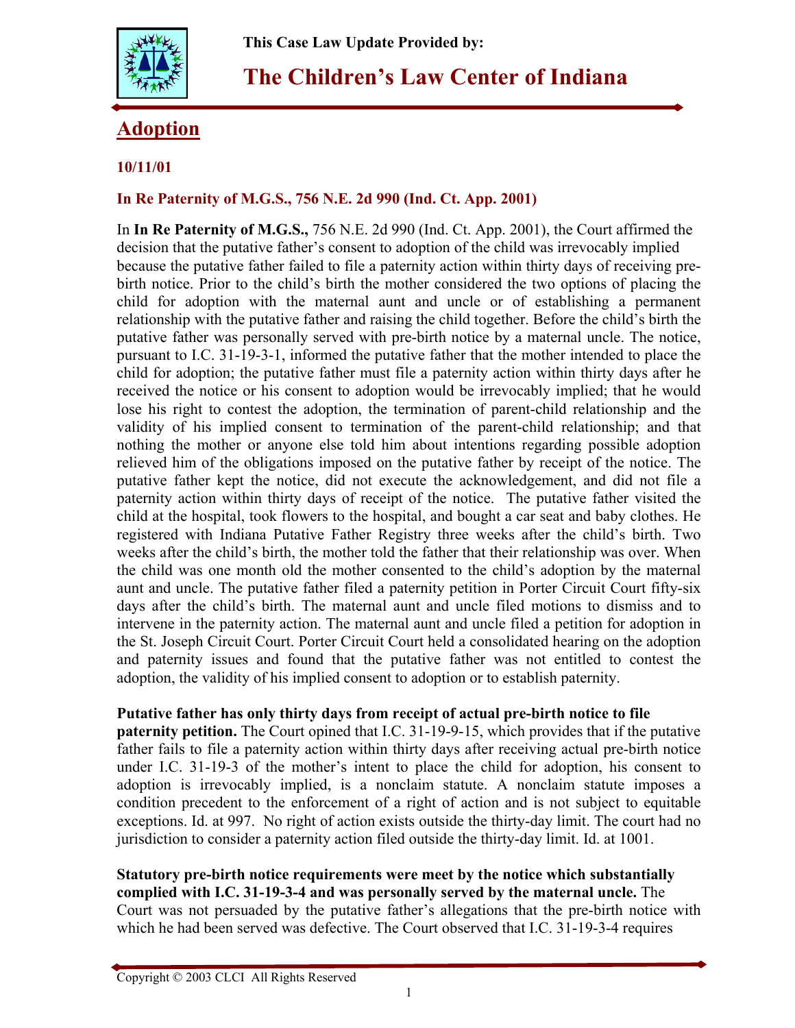This Case Law Update Provided by:

# The Children's Law Center of Indiana

## Adoption

**10/11/01**

### In Re Paternity of M.G.S., 756 N.E. 2d 990 (Ind. Ct. App. 2001)

In **In Re Paternity of M.G.S.,** 756 N.E. 2d 990 (Ind. Ct. App. 2001), the Court affirmed the decision that the putative father's consent to adoption of the child was irrevocably implied because the putative father failed to file a paternity action within thirty days of receiving pre-birth notice. Prior to the child's birth the mother considered the two options of placing the child for adoption with the maternal aunt and uncle or of establishing a permanent relationship with the putative father and raising the child together. Before the child's birth the putative father was personally served with pre-birth notice by a maternal uncle. The notice, pursuant to I.C. 31-19-3-1, informed the putative father that the mother intended to place the child for adoption; the putative father must file a paternity action within thirty days after he received the notice or his consent to adoption would be irrevocably implied; that he would lose his right to contest the adoption, the termination of parent-child relationship and the validity of his implied consent to termination of the parent-child relationship; and that nothing the mother or anyone else told him about intentions regarding possible adoption relieved him of the obligations imposed on the putative father by receipt of the notice. The putative father kept the notice, did not execute the acknowledgement, and did not file a paternity action within thirty days of receipt of the notice. The putative father visited the child at the hospital, took flowers to the hospital, and bought a car seat and baby clothes. He registered with Indiana Putative Father Registry three weeks after the child's birth. Two weeks after the child's birth, the mother told the father that their relationship was over. When the child was one month old the mother consented to the child's adoption by the maternal aunt and uncle. The putative father filed a paternity petition in Porter Circuit Court fifty-six days after the child's birth. The maternal aunt and uncle filed motions to dismiss and to intervene in the paternity action. The maternal aunt and uncle filed a petition for adoption in the St. Joseph Circuit Court. Porter Circuit Court held a consolidated hearing on the adoption and paternity issues and found that the putative father was not entitled to contest the adoption, the validity of his implied consent to adoption or to establish paternity.

**Putative father has only thirty days from receipt of actual pre-birth notice to file paternity petition.** The Court opined that I.C. 31-19-9-15, which provides that if the putative father fails to file a paternity action within thirty days after receiving actual pre-birth notice under I.C. 31-19-3 of the mother's intent to place the child for adoption, his consent to adoption is irrevocably implied, is a nonclaim statute. A nonclaim statute imposes a condition precedent to the enforcement of a right of action and is not subject to equitable exceptions. Id. at 997. No right of action exists outside the thirty-day limit. The court had no jurisdiction to consider a paternity action filed outside the thirty-day limit. Id. at 1001.

**Statutory pre-birth notice requirements were meet by the notice which substantially complied with I.C. 31-19-3-4 and was personally served by the maternal uncle.** The Court was not persuaded by the putative father's allegations that the pre-birth notice with which he had been served was defective. The Court observed that I.C. 31-19-3-4 requires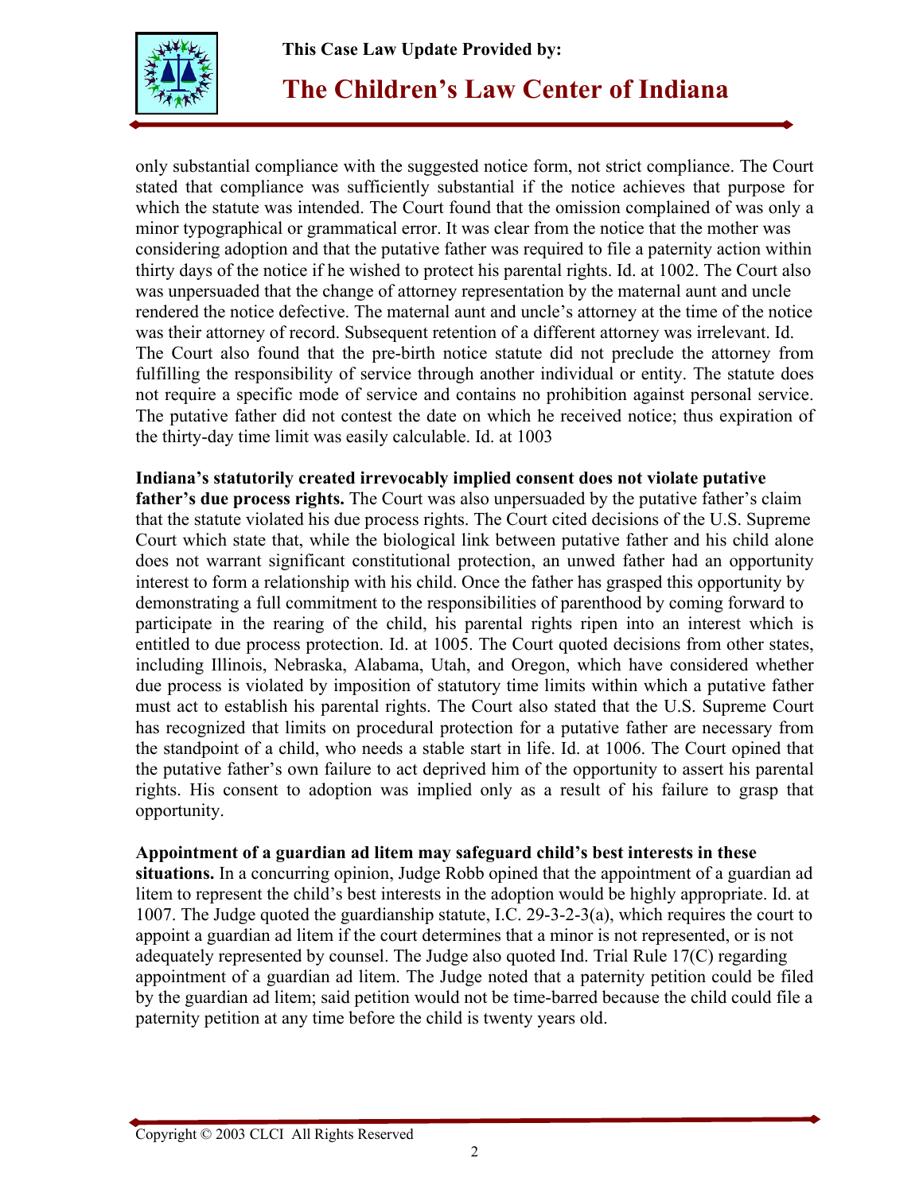only substantial compliance with the suggested notice form, not strict compliance. The Court stated that compliance was sufficiently substantial if the notice achieves that purpose for which the statute was intended. The Court found that the omission complained of was only a minor typographical or grammatical error. It was clear from the notice that the mother was considering adoption and that the putative father was required to file a paternity action within thirty days of the notice if he wished to protect his parental rights. Id. at 1002. The Court also was unpersuaded that the change of attorney representation by the maternal aunt and uncle rendered the notice defective. The maternal aunt and uncle's attorney at the time of the notice was their attorney of record. Subsequent retention of a different attorney was irrelevant. Id. The Court also found that the pre-birth notice statute did not preclude the attorney from fulfilling the responsibility of service through another individual or entity. The statute does not require a specific mode of service and contains no prohibition against personal service. The putative father did not contest the date on which he received notice; thus expiration of the thirty-day time limit was easily calculable. Id. at 1003

**Indiana's statutorily created irrevocably implied consent does not violate putative father's due process rights.** The Court was also unpersuaded by the putative father's claim that the statute violated his due process rights. The Court cited decisions of the U.S. Supreme Court which state that, while the biological link between putative father and his child alone does not warrant significant constitutional protection, an unwed father had an opportunity interest to form a relationship with his child. Once the father has grasped this opportunity by demonstrating a full commitment to the responsibilities of parenthood by coming forward to participate in the rearing of the child, his parental rights ripen into an interest which is entitled to due process protection. Id. at 1005. The Court quoted decisions from other states, including Illinois, Nebraska, Alabama, Utah, and Oregon, which have considered whether due process is violated by imposition of statutory time limits within which a putative father must act to establish his parental rights. The Court also stated that the U.S. Supreme Court has recognized that limits on procedural protection for a putative father are necessary from the standpoint of a child, who needs a stable start in life. Id. at 1006. The Court opined that the putative father's own failure to act deprived him of the opportunity to assert his parental rights. His consent to adoption was implied only as a result of his failure to grasp that opportunity.

**Appointment of a guardian ad litem may safeguard child's best interests in these situations.** In a concurring opinion, Judge Robb opined that the appointment of a guardian ad litem to represent the child's best interests in the adoption would be highly appropriate. Id. at 1007. The Judge quoted the guardianship statute, I.C. 29-3-2-3(a), which requires the court to appoint a guardian ad litem if the court determines that a minor is not represented, or is not adequately represented by counsel. The Judge also quoted Ind. Trial Rule 17(C) regarding appointment of a guardian ad litem. The Judge noted that a paternity petition could be filed by the guardian ad litem; said petition would not be time-barred because the child could file a paternity petition at any time before the child is twenty years old.